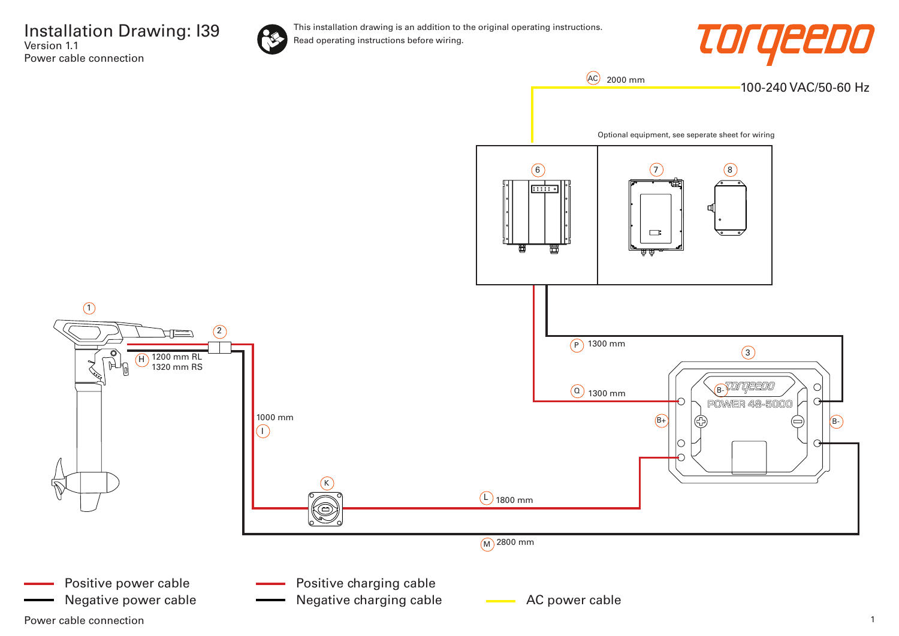# Installation Drawing: I39

Version 1.1

Power cable connection

This installation drawing is an addition to the original operating instructions.
Read operating instructions before wiring.

torqeedo

AC 2000 mm

100-240 VAC/50-60 Hz

Optional equipment, see seperate sheet for wiring

6

7

8

1

2

H 1200 mm RL
1320 mm RS

P 1300 mm

3

Q 1300 mm

B-

POWER 48-5000

B+

B-

1000 mm

I

K

L 1800 mm

M 2800 mm

- Positive power cable
- Negative power cable
- Positive charging cable
- Negative charging cable
- AC power cable

Power cable connection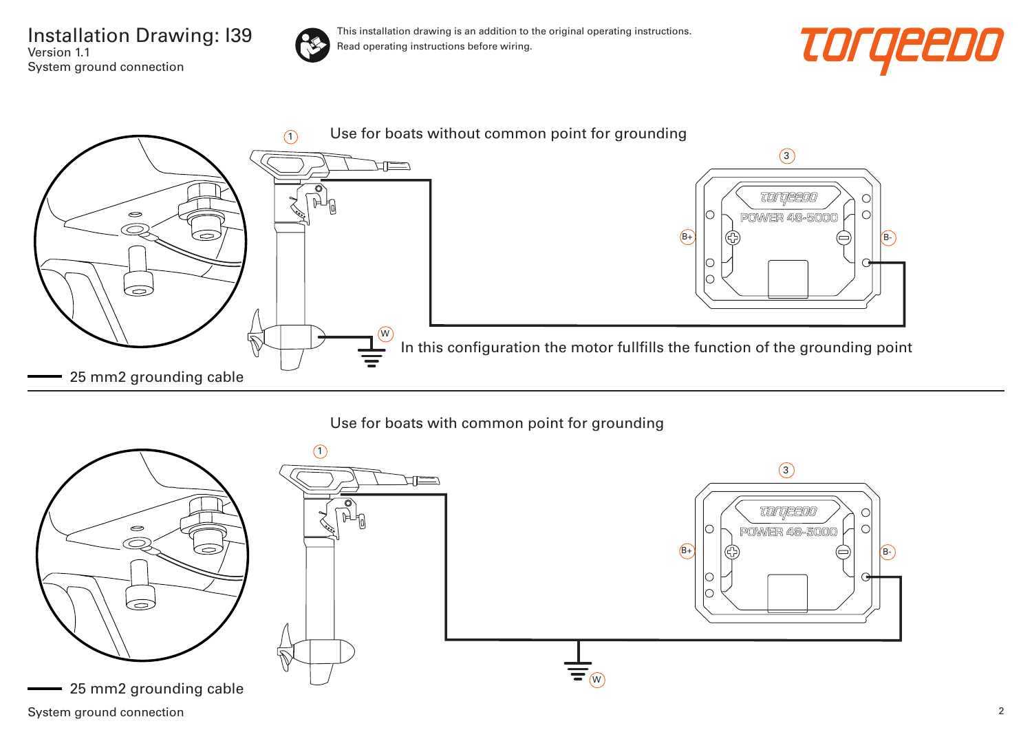# Installation Drawing: I39

Version 1.1
System ground connection

This installation drawing is an addition to the original operating instructions.
Read operating instructions before wiring.

torqeedo

## Use for boats without common point for grounding

1

3

B+

B-

POWER 48-5000

W

In this configuration the motor fullfills the function of the grounding point

25 mm2 grounding cable

## Use for boats with common point for grounding

1

3

B+

B-

POWER 48-5000

W

25 mm2 grounding cable

System ground connection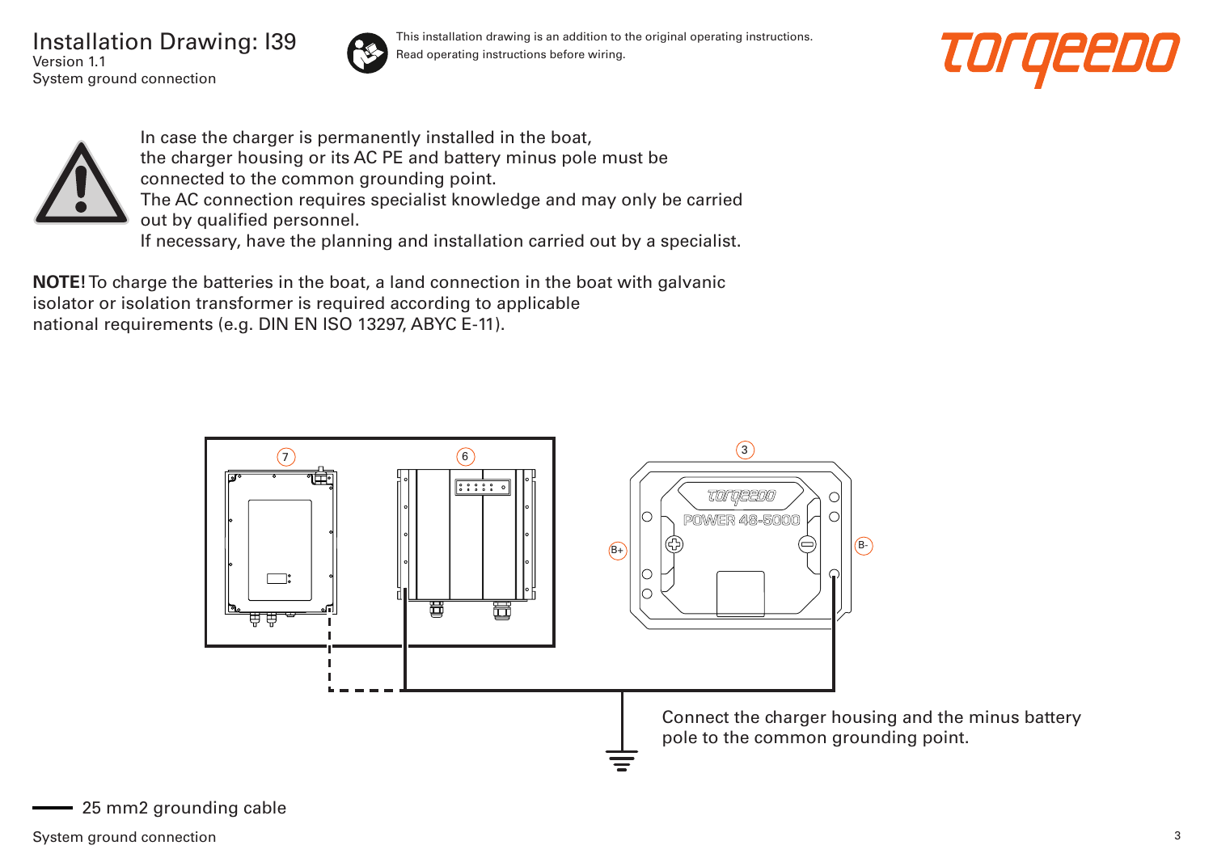# Installation Drawing: I39

Version 1.1

System ground connection

This installation drawing is an addition to the original operating instructions. Read operating instructions before wiring.

In case the charger is permanently installed in the boat, the charger housing or its AC PE and battery minus pole must be connected to the common grounding point.
The AC connection requires specialist knowledge and may only be carried out by qualified personnel.
If necessary, have the planning and installation carried out by a specialist.

**NOTE!** To charge the batteries in the boat, a land connection in the boat with galvanic isolator or isolation transformer is required according to applicable national requirements (e.g. DIN EN ISO 13297, ABYC E-11).

7

6

3

POWER 48-5000

B+

B-

Connect the charger housing and the minus battery pole to the common grounding point.

25 mm2 grounding cable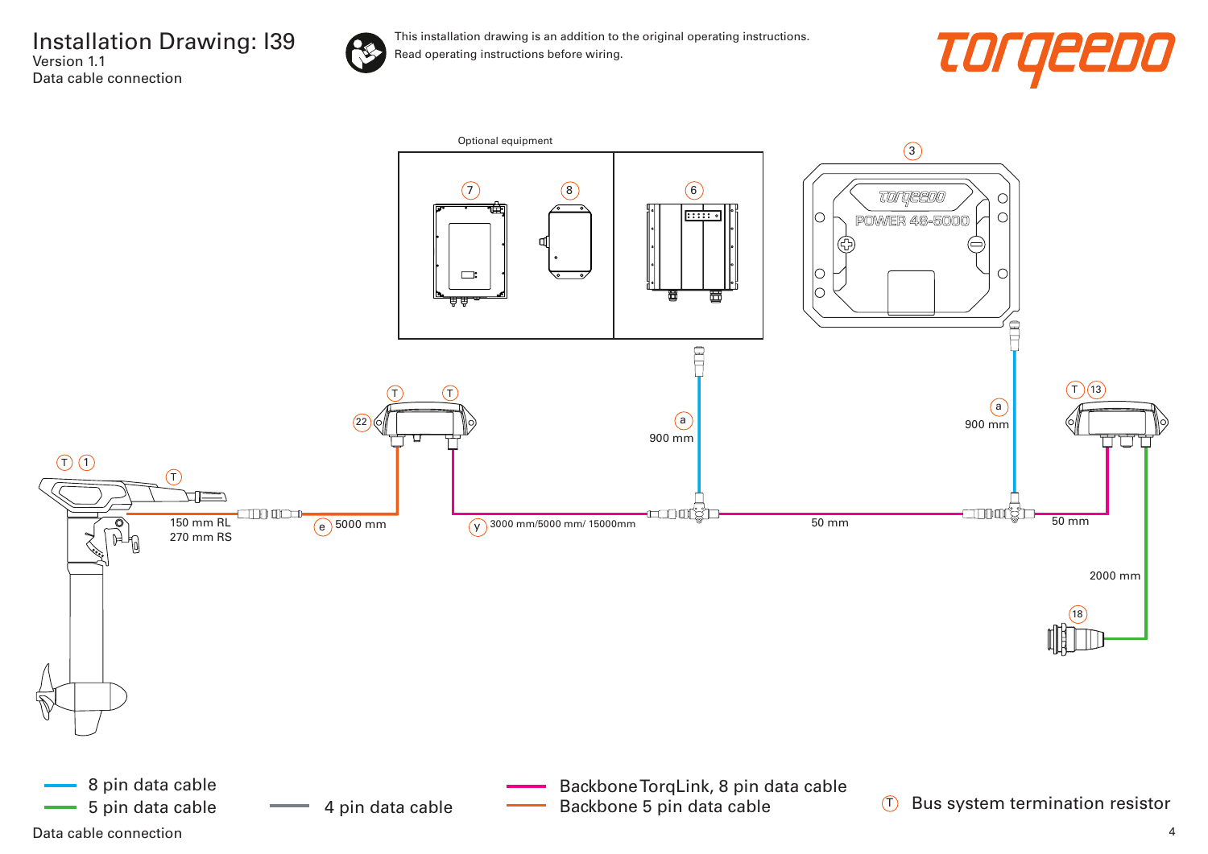# Installation Drawing: I39

Version 1.1

Data cable connection

This installation drawing is an addition to the original operating instructions.
Read operating instructions before wiring.

Optional equipment

7 8 6 3

T 1 T

150 mm RL
270 mm RS

e 5000 mm

22 T T

y 3000 mm/5000 mm/ 15000mm

a 900 mm

50 mm

a 900 mm

T 13

50 mm

2000 mm

18

- 8 pin data cable
- 5 pin data cable
- 4 pin data cable
- Backbone TorqLink, 8 pin data cable
- Backbone 5 pin data cable
- Ⓣ Bus system termination resistor

Data cable connection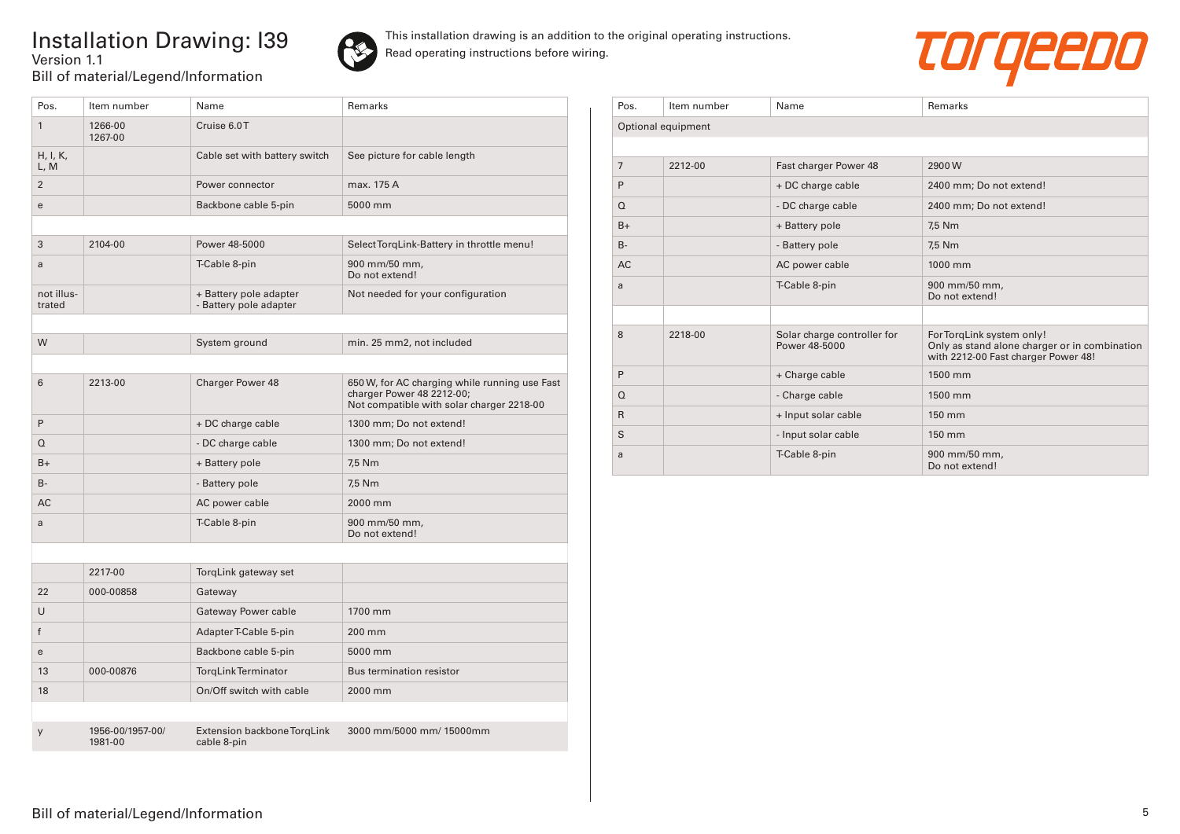# Installation Drawing: I39

Version 1.1

Bill of material/Legend/Information

This installation drawing is an addition to the original operating instructions.
Read operating instructions before wiring.

| Pos. | Item number | Name | Remarks |
|---|---|---|---|
| 1 | 1266-00<br>1267-00 | Cruise 6.0 T | |
| H, I, K, L, M | | Cable set with battery switch | See picture for cable length |
| 2 | | Power connector | max. 175 A |
| e | | Backbone cable 5-pin | 5000 mm |
| | | | |
| 3 | 2104-00 | Power 48-5000 | Select TorqLink-Battery in throttle menu! |
| a | | T-Cable 8-pin | 900 mm/50 mm,<br>Do not extend! |
| not illustrated | | + Battery pole adapter<br>- Battery pole adapter | Not needed for your configuration |
| | | | |
| W | | System ground | min. 25 mm2, not included |
| | | | |
| 6 | 2213-00 | Charger Power 48 | 650 W, for AC charging while running use Fast charger Power 48 2212-00;<br>Not compatible with solar charger 2218-00 |
| P | | + DC charge cable | 1300 mm; Do not extend! |
| Q | | - DC charge cable | 1300 mm; Do not extend! |
| B+ | | + Battery pole | 7,5 Nm |
| B- | | - Battery pole | 7,5 Nm |
| AC | | AC power cable | 2000 mm |
| a | | T-Cable 8-pin | 900 mm/50 mm,<br>Do not extend! |
| | | | |
| | 2217-00 | TorqLink gateway set | |
| 22 | 000-00858 | Gateway | |
| U | | Gateway Power cable | 1700 mm |
| f | | Adapter T-Cable 5-pin | 200 mm |
| e | | Backbone cable 5-pin | 5000 mm |
| 13 | 000-00876 | TorqLink Terminator | Bus termination resistor |
| 18 | | On/Off switch with cable | 2000 mm |
| | | | |
| y | 1956-00/1957-00/<br>1981-00 | Extension backbone TorqLink cable 8-pin | 3000 mm/5000 mm/ 15000mm |

| Pos. | Item number | Name | Remarks |
|---|---|---|---|
| Optional equipment | | | |
| | | | |
| 7 | 2212-00 | Fast charger Power 48 | 2900 W |
| P | | + DC charge cable | 2400 mm; Do not extend! |
| Q | | - DC charge cable | 2400 mm; Do not extend! |
| B+ | | + Battery pole | 7,5 Nm |
| B- | | - Battery pole | 7,5 Nm |
| AC | | AC power cable | 1000 mm |
| a | | T-Cable 8-pin | 900 mm/50 mm,<br>Do not extend! |
| | | | |
| 8 | 2218-00 | Solar charge controller for Power 48-5000 | For TorqLink system only!<br>Only as stand alone charger or in combination with 2212-00 Fast charger Power 48! |
| P | | + Charge cable | 1500 mm |
| Q | | - Charge cable | 1500 mm |
| R | | + Input solar cable | 150 mm |
| S | | - Input solar cable | 150 mm |
| a | | T-Cable 8-pin | 900 mm/50 mm,<br>Do not extend! |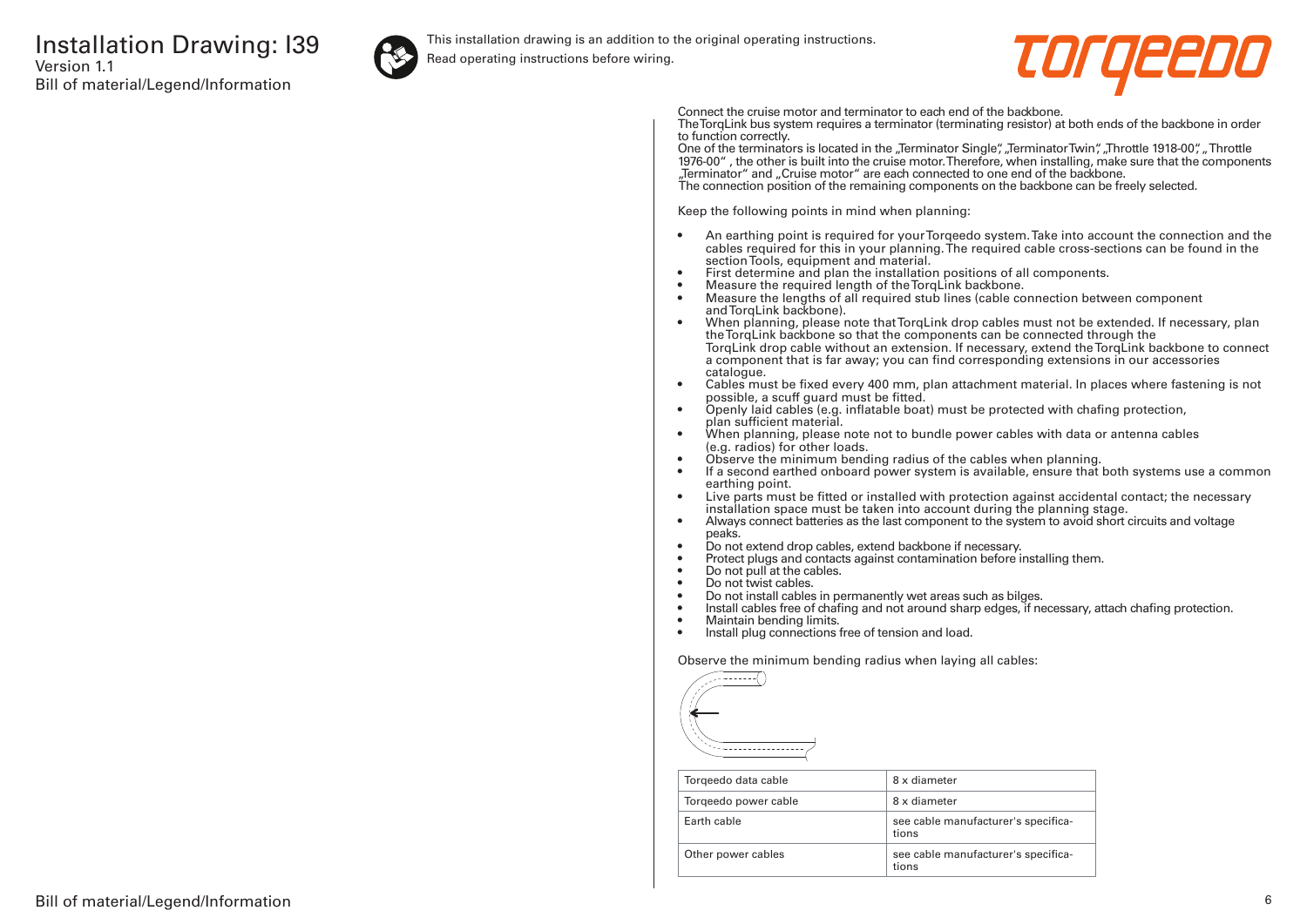# Installation Drawing: I39

Version 1.1

Bill of material/Legend/Information

This installation drawing is an addition to the original operating instructions.

Read operating instructions before wiring.

Connect the cruise motor and terminator to each end of the backbone.
The TorqLink bus system requires a terminator (terminating resistor) at both ends of the backbone in order to function correctly.
One of the terminators is located in the „Terminator Single", „Terminator Twin", „Throttle 1918-00", „ Throttle 1976-00" , the other is built into the cruise motor. Therefore, when installing, make sure that the components „Terminator" and „Cruise motor" are each connected to one end of the backbone.
The connection position of the remaining components on the backbone can be freely selected.

Keep the following points in mind when planning:

- An earthing point is required for your Torqeedo system. Take into account the connection and the cables required for this in your planning. The required cable cross-sections can be found in the section Tools, equipment and material.
- First determine and plan the installation positions of all components.
- Measure the required length of the TorqLink backbone.
- Measure the lengths of all required stub lines (cable connection between component and TorqLink backbone).
- When planning, please note that TorqLink drop cables must not be extended. If necessary, plan the TorqLink backbone so that the components can be connected through the TorqLink drop cable without an extension. If necessary, extend the TorqLink backbone to connect a component that is far away; you can find corresponding extensions in our accessories catalogue.
- Cables must be fixed every 400 mm, plan attachment material. In places where fastening is not possible, a scuff guard must be fitted.
- Openly laid cables (e.g. inflatable boat) must be protected with chafing protection, plan sufficient material.
- When planning, please note not to bundle power cables with data or antenna cables (e.g. radios) for other loads.
- Observe the minimum bending radius of the cables when planning.
- If a second earthed onboard power system is available, ensure that both systems use a common earthing point.
- Live parts must be fitted or installed with protection against accidental contact; the necessary installation space must be taken into account during the planning stage.
- Always connect batteries as the last component to the system to avoid short circuits and voltage peaks.
- Do not extend drop cables, extend backbone if necessary.
- Protect plugs and contacts against contamination before installing them.
- Do not pull at the cables.
- Do not twist cables.
- Do not install cables in permanently wet areas such as bilges.
- Install cables free of chafing and not around sharp edges, if necessary, attach chafing protection.
- Maintain bending limits.
- Install plug connections free of tension and load.

Observe the minimum bending radius when laying all cables:

| Cable | Minimum bending radius |
|---|---|
| Torqeedo data cable | 8 x diameter |
| Torqeedo power cable | 8 x diameter |
| Earth cable | see cable manufacturer's specifications |
| Other power cables | see cable manufacturer's specifications |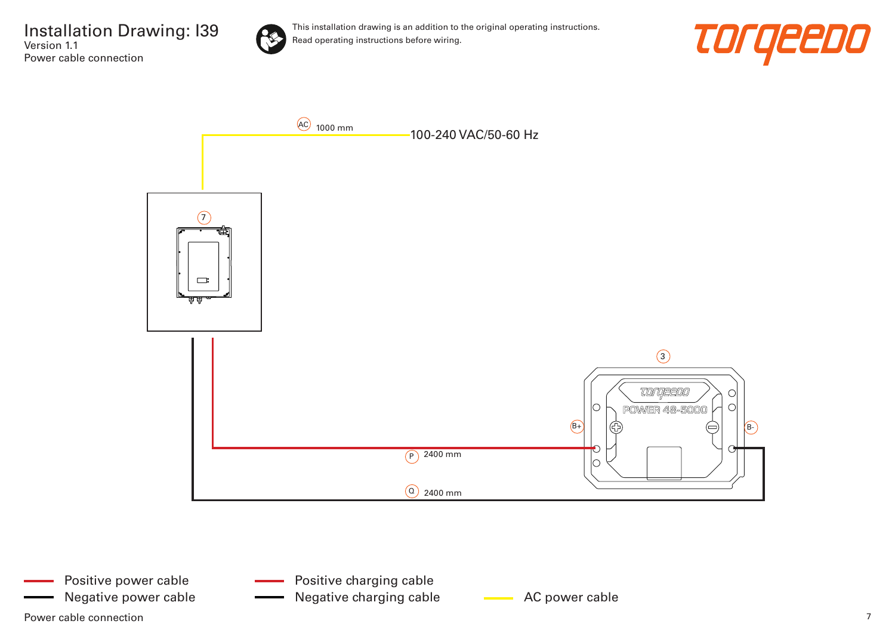# Installation Drawing: I39

Version 1.1

Power cable connection

This installation drawing is an addition to the original operating instructions.
Read operating instructions before wiring.

torqeedo

AC 1000 mm

100-240 VAC/50-60 Hz

7

3

torqeedo POWER 48-5000

B+

B-

P 2400 mm

Q 2400 mm

- Positive power cable
- Negative power cable
- Positive charging cable
- Negative charging cable
- AC power cable

Power cable connection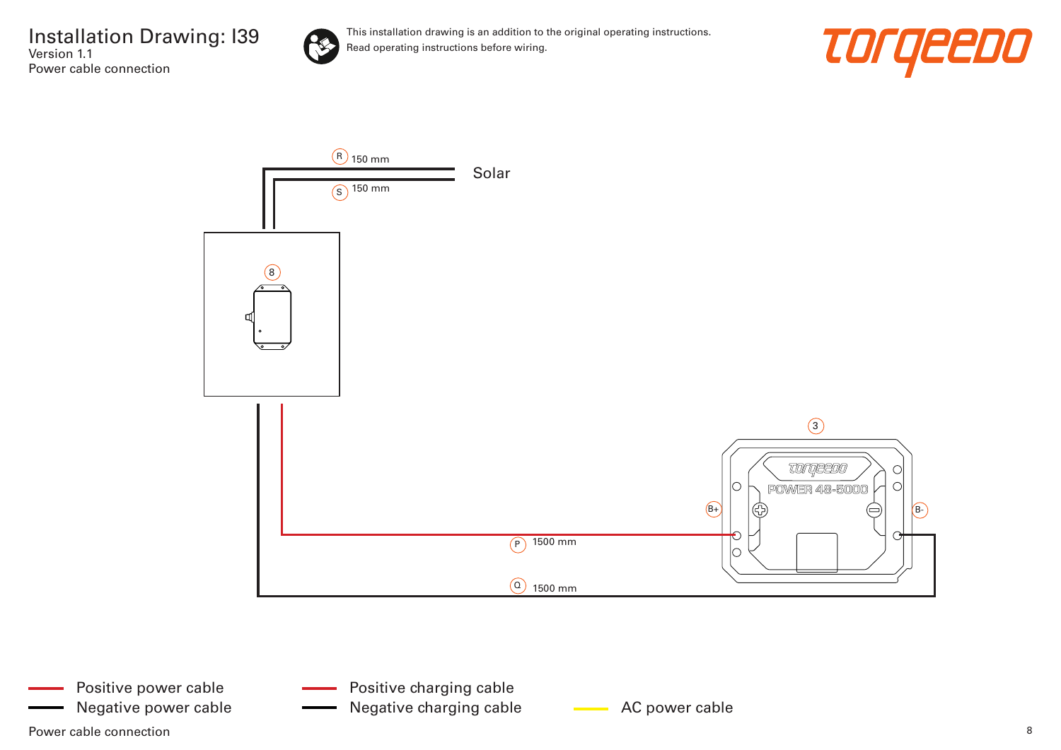# Installation Drawing: I39

Version 1.1

Power cable connection

This installation drawing is an addition to the original operating instructions.
Read operating instructions before wiring.

torqeedo

R 150 mm

Solar

S 150 mm

8

3

B+

B-

P 1500 mm

Q 1500 mm

POWER 48-5000

Positive power cable

Negative power cable

Positive charging cable

Negative charging cable

AC power cable

Power cable connection